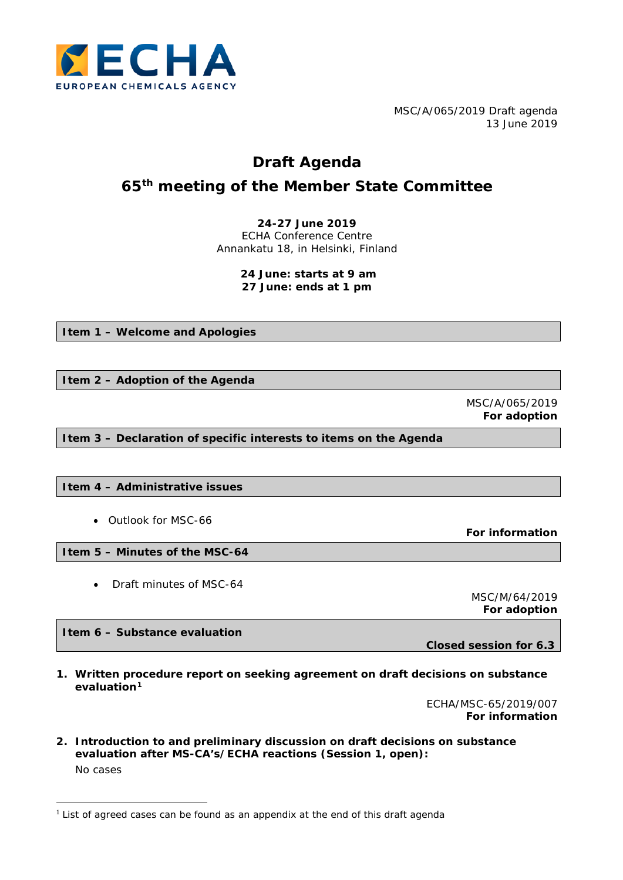MSC/A/065/2019 Draft agenda
13 June 2019

# Draft Agenda

# 65th meeting of the Member State Committee

**24-27 June 2019**
ECHA Conference Centre
Annankatu 18, in Helsinki, Finland

**24 June: starts at 9 am**
**27 June: ends at 1 pm**

## Item 1 – Welcome and Apologies

## Item 2 – Adoption of the Agenda

MSC/A/065/2019
**For adoption**

## Item 3 – Declaration of specific interests to items on the Agenda

## Item 4 – Administrative issues

- Outlook for MSC-66

**For information**

## Item 5 – Minutes of the MSC-64

- Draft minutes of MSC-64

MSC/M/64/2019
**For adoption**

## Item 6 – Substance evaluation

**Closed session for 6.3**

1. **Written procedure report on seeking agreement on draft decisions on substance evaluation[1]**

ECHA/MSC-65/2019/007
**For information**

2. **Introduction to and preliminary discussion on draft decisions on substance evaluation after MS-CA's/ECHA reactions (Session 1, open):**
   No cases

[1] List of agreed cases can be found as an appendix at the end of this draft agenda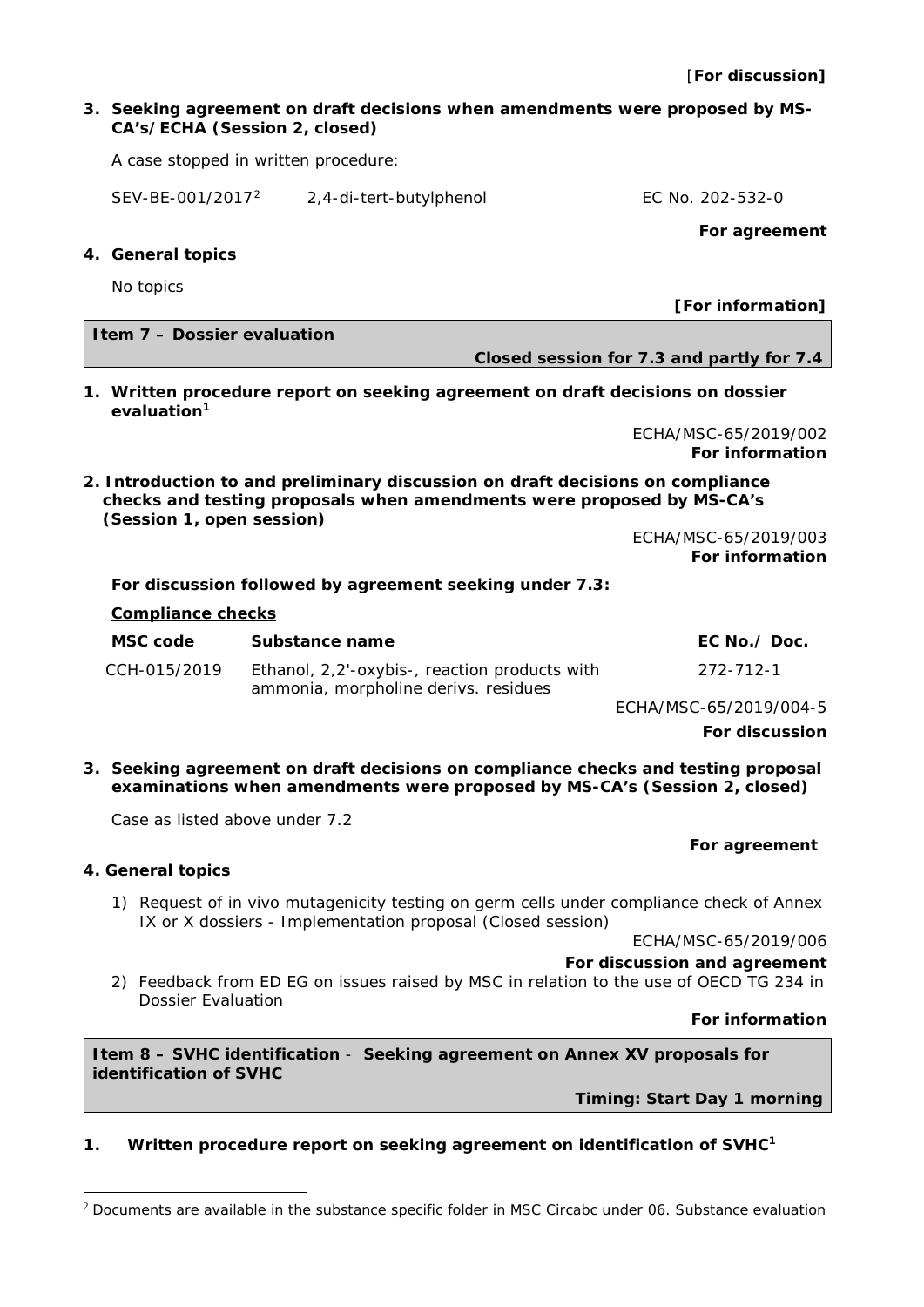[**For discussion]**

**3. Seeking agreement on draft decisions when amendments were proposed by MS-CA's/ECHA (Session 2, closed)**

A case stopped in written procedure:

| | | |
|---|---|---|
| SEV-BE-001/2017[2] | 2,4-di-tert-butylphenol | EC No. 202-532-0 |

**For agreement**

**4. General topics**

No topics

**[For information]**

## Item 7 – Dossier evaluation

**Closed session for 7.3 and partly for 7.4**

**1. Written procedure report on seeking agreement on draft decisions on dossier evaluation[1]**

ECHA/MSC-65/2019/002
**For information**

**2. Introduction to and preliminary discussion on draft decisions on compliance checks and testing proposals when amendments were proposed by MS-CA's (Session 1, open session)**

ECHA/MSC-65/2019/003
**For information**

**For discussion followed by agreement seeking under 7.3:**

**Compliance checks**

| MSC code | Substance name | EC No./ Doc. |
|---|---|---|
| CCH-015/2019 | Ethanol, 2,2'-oxybis-, reaction products with ammonia, morpholine derivs. residues | 272-712-1 |
| | | ECHA/MSC-65/2019/004-5 |

**For discussion**

**3. Seeking agreement on draft decisions on compliance checks and testing proposal examinations when amendments were proposed by MS-CA's (Session 2, closed)**

Case as listed above under 7.2

**For agreement**

**4. General topics**

1) Request of in vivo mutagenicity testing on germ cells under compliance check of Annex IX or X dossiers - Implementation proposal (Closed session)

ECHA/MSC-65/2019/006
**For discussion and agreement**

2) Feedback from ED EG on issues raised by MSC in relation to the use of OECD TG 234 in Dossier Evaluation

**For information**

## Item 8 – SVHC identification - Seeking agreement on Annex XV proposals for identification of SVHC

**Timing: Start Day 1 morning**

**1. Written procedure report on seeking agreement on identification of SVHC[1]**

[2] Documents are available in the substance specific folder in MSC Circabc under 06. Substance evaluation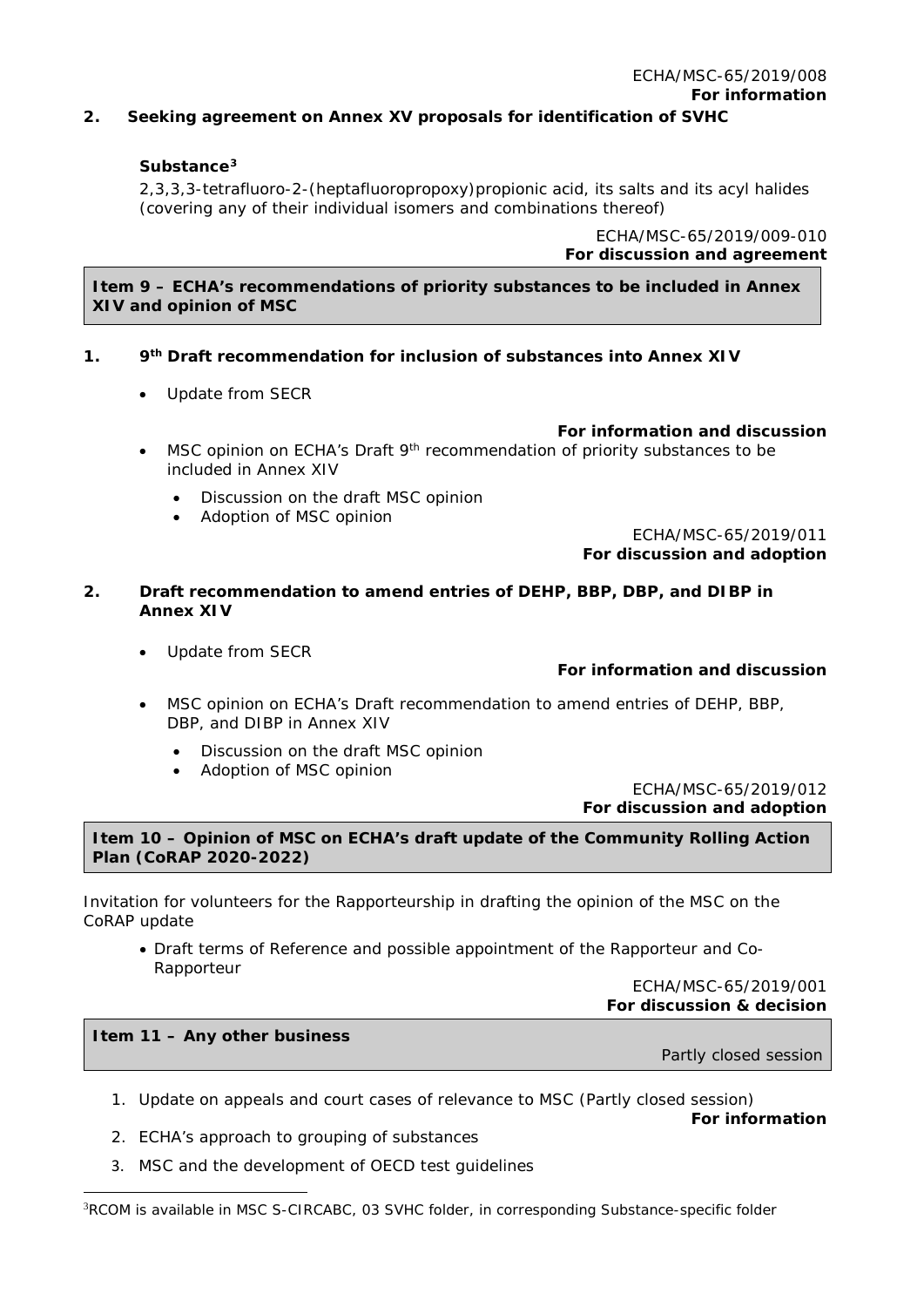ECHA/MSC-65/2019/008
**For information**

**2. Seeking agreement on Annex XV proposals for identification of SVHC**

**Substance**[3]

2,3,3,3-tetrafluoro-2-(heptafluoropropoxy)propionic acid, its salts and its acyl halides (covering any of their individual isomers and combinations thereof)

ECHA/MSC-65/2019/009-010
**For discussion and agreement**

**Item 9 – ECHA's recommendations of priority substances to be included in Annex XIV and opinion of MSC**

**1. 9th Draft recommendation for inclusion of substances into Annex XIV**

- Update from SECR

**For information and discussion**

- MSC opinion on ECHA's Draft 9th recommendation of priority substances to be included in Annex XIV
  - Discussion on the draft MSC opinion
  - Adoption of MSC opinion

ECHA/MSC-65/2019/011
**For discussion and adoption**

**2. Draft recommendation to amend entries of DEHP, BBP, DBP, and DIBP in Annex XIV**

- Update from SECR

**For information and discussion**

- MSC opinion on ECHA's Draft recommendation to amend entries of DEHP, BBP, DBP, and DIBP in Annex XIV
  - Discussion on the draft MSC opinion
  - Adoption of MSC opinion

ECHA/MSC-65/2019/012
**For discussion and adoption**

**Item 10 – Opinion of MSC on ECHA's draft update of the Community Rolling Action Plan (CoRAP 2020-2022)**

Invitation for volunteers for the Rapporteurship in drafting the opinion of the MSC on the CoRAP update

- Draft terms of Reference and possible appointment of the Rapporteur and Co-Rapporteur

ECHA/MSC-65/2019/001
**For discussion & decision**

**Item 11 – Any other business**

Partly closed session

1. Update on appeals and court cases of relevance to MSC (Partly closed session)

   **For information**

2. ECHA's approach to grouping of substances
3. MSC and the development of OECD test guidelines

[3] RCOM is available in MSC S-CIRCABC, 03 SVHC folder, in corresponding Substance-specific folder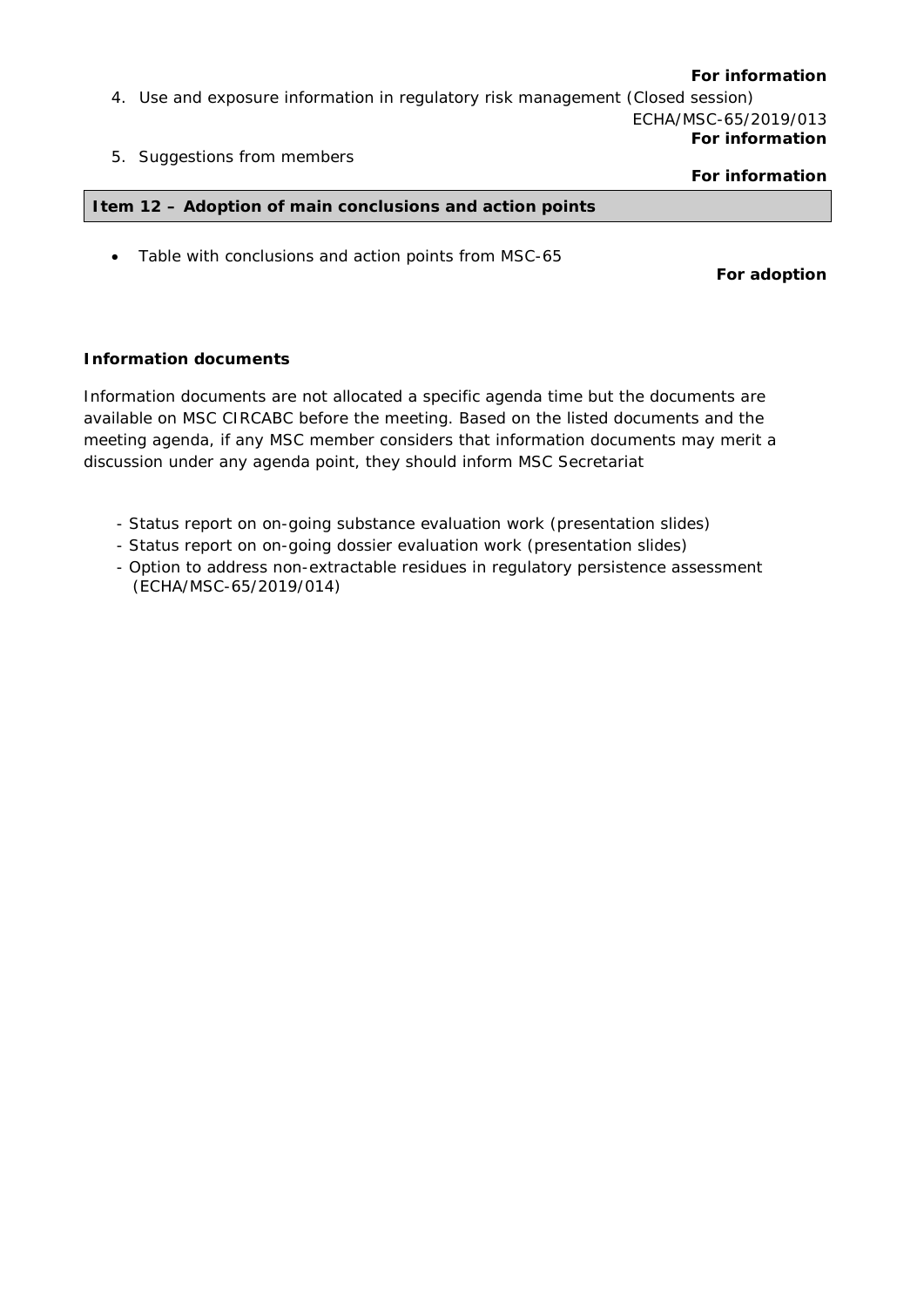**For information**

4. Use and exposure information in regulatory risk management (Closed session)

ECHA/MSC-65/2019/013
**For information**

5. Suggestions from members

**For information**

## Item 12 – Adoption of main conclusions and action points

- Table with conclusions and action points from MSC-65

**For adoption**

**Information documents**

Information documents are not allocated a specific agenda time but the documents are available on MSC CIRCABC before the meeting. Based on the listed documents and the meeting agenda, if any MSC member considers that information documents may merit a discussion under any agenda point, they should inform MSC Secretariat

- Status report on on-going substance evaluation work (presentation slides)
- Status report on on-going dossier evaluation work (presentation slides)
- Option to address non-extractable residues in regulatory persistence assessment (ECHA/MSC-65/2019/014)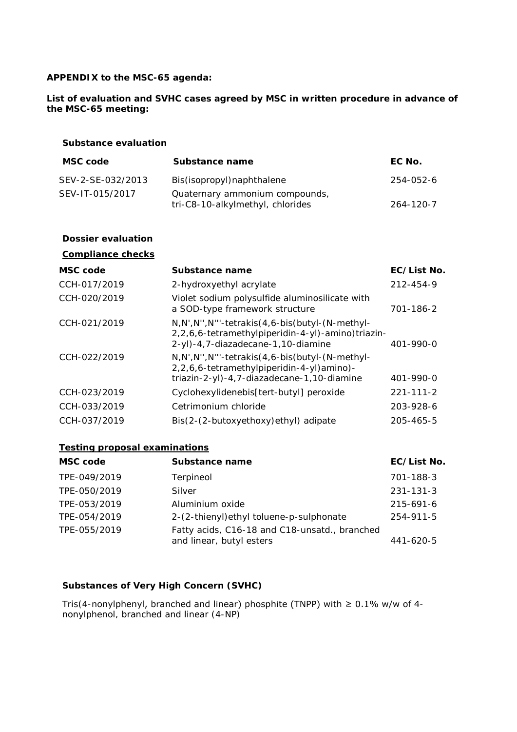**APPENDIX to the MSC-65 agenda:**

**List of evaluation and SVHC cases agreed by MSC in written procedure in advance of the MSC-65 meeting:**

**Substance evaluation**

| MSC code | Substance name | EC No. |
|---|---|---|
| SEV-2-SE-032/2013 | Bis(isopropyl)naphthalene | 254-052-6 |
| SEV-IT-015/2017 | Quaternary ammonium compounds, tri-C8-10-alkylmethyl, chlorides | 264-120-7 |

**Dossier evaluation**

**Compliance checks**

| MSC code | Substance name | EC/List No. |
|---|---|---|
| CCH-017/2019 | 2-hydroxyethyl acrylate | 212-454-9 |
| CCH-020/2019 | Violet sodium polysulfide aluminosilicate with a SOD-type framework structure | 701-186-2 |
| CCH-021/2019 | N,N',N'',N'''-tetrakis(4,6-bis(butyl-(N-methyl-2,2,6,6-tetramethylpiperidin-4-yl)-amino)triazin-2-yl)-4,7-diazadecane-1,10-diamine | 401-990-0 |
| CCH-022/2019 | N,N',N'',N'''-tetrakis(4,6-bis(butyl-(N-methyl-2,2,6,6-tetramethylpiperidin-4-yl)amino)-triazin-2-yl)-4,7-diazadecane-1,10-diamine | 401-990-0 |
| CCH-023/2019 | Cyclohexylidenebis[tert-butyl] peroxide | 221-111-2 |
| CCH-033/2019 | Cetrimonium chloride | 203-928-6 |
| CCH-037/2019 | Bis(2-(2-butoxyethoxy)ethyl) adipate | 205-465-5 |

**Testing proposal examinations**

| MSC code | Substance name | EC/List No. |
|---|---|---|
| TPE-049/2019 | Terpineol | 701-188-3 |
| TPE-050/2019 | Silver | 231-131-3 |
| TPE-053/2019 | Aluminium oxide | 215-691-6 |
| TPE-054/2019 | 2-(2-thienyl)ethyl toluene-p-sulphonate | 254-911-5 |
| TPE-055/2019 | Fatty acids, C16-18 and C18-unsatd., branched and linear, butyl esters | 441-620-5 |

**Substances of Very High Concern (SVHC)**

Tris(4-nonylphenyl, branched and linear) phosphite (TNPP) with $\geq$ 0.1% w/w of 4-nonylphenol, branched and linear (4-NP)